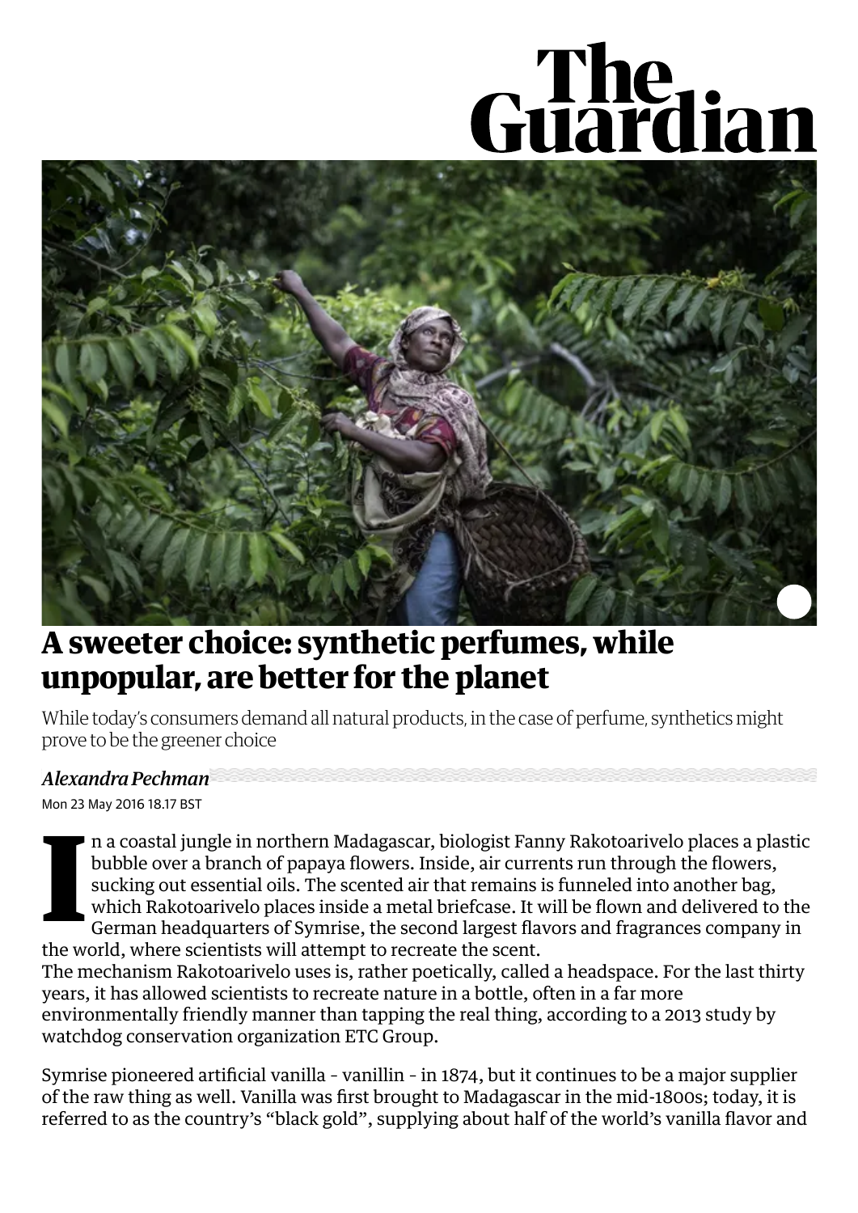# A sweeter choice: synthetic perfumes, while unpopular, are better for the planet

While today's consumers demand all natural products, in the case of perfume, synthetics might prove to be the greener choice

*Alexandra Pechman*

Mon 23 May 2016 18.17 BST

In a coastal jungle in northern Madagascar, biologist Fanny Rakotoarivelo places a plastic bubble over a branch of papaya flowers. Inside, air currents run through the flowers, sucking out essential oils. The scented air that remains is funneled into another bag, which Rakotoarivelo places inside a metal briefcase. It will be flown and delivered to the German headquarters of Symrise, the second largest flavors and fragrances company in the world, where scientists will attempt to recreate the scent.

The mechanism Rakotoarivelo uses is, rather poetically, called a headspace. For the last thirty years, it has allowed scientists to recreate nature in a bottle, often in a far more environmentally friendly manner than tapping the real thing, according to a 2013 study by watchdog conservation organization ETC Group.

Symrise pioneered artificial vanilla - vanillin - in 1874, but it continues to be a major supplier of the raw thing as well. Vanilla was first brought to Madagascar in the mid-1800s; today, it is referred to as the country's "black gold", supplying about half of the world's vanilla flavor and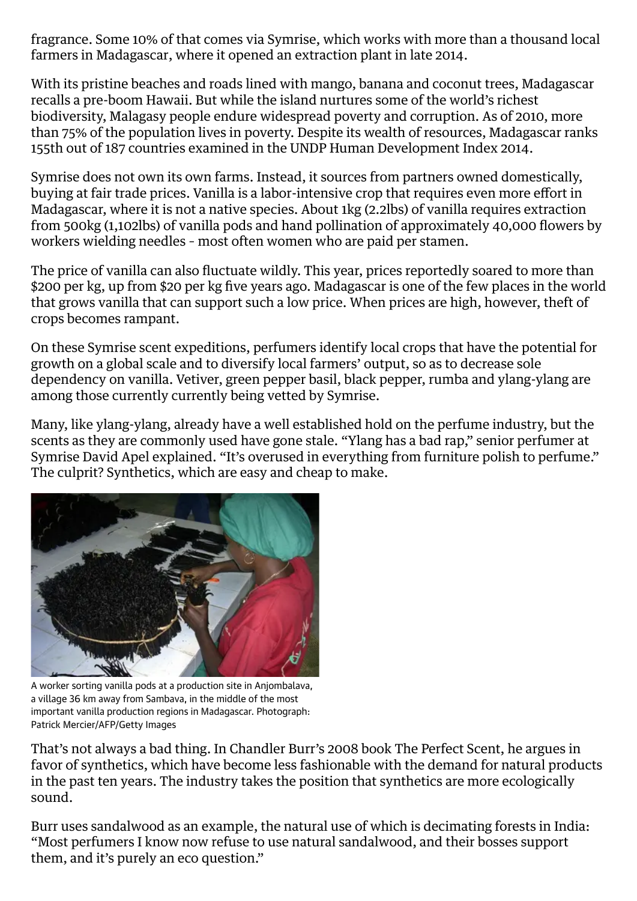fragrance. Some 10% of that comes via Symrise, which works with more than a thousand local farmers in Madagascar, where it opened an extraction plant in late 2014.

With its pristine beaches and roads lined with mango, banana and coconut trees, Madagascar recalls a pre-boom Hawaii. But while the island nurtures some of the world's richest biodiversity, Malagasy people endure widespread poverty and corruption. As of 2010, more than 75% of the population lives in poverty. Despite its wealth of resources, Madagascar ranks 155th out of 187 countries examined in the UNDP Human Development Index 2014.

Symrise does not own its own farms. Instead, it sources from partners owned domestically, buying at fair trade prices. Vanilla is a labor-intensive crop that requires even more effort in Madagascar, where it is not a native species. About 1kg (2.2lbs) of vanilla requires extraction from 500kg (1,102lbs) of vanilla pods and hand pollination of approximately 40,000 flowers by workers wielding needles - most often women who are paid per stamen.

The price of vanilla can also fluctuate wildly. This year, prices reportedly soared to more than $200 per kg, up from $20 per kg five years ago. Madagascar is one of the few places in the world that grows vanilla that can support such a low price. When prices are high, however, theft of crops becomes rampant.

On these Symrise scent expeditions, perfumers identify local crops that have the potential for growth on a global scale and to diversify local farmers' output, so as to decrease sole dependency on vanilla. Vetiver, green pepper basil, black pepper, rumba and ylang-ylang are among those currently currently being vetted by Symrise.

Many, like ylang-ylang, already have a well established hold on the perfume industry, but the scents as they are commonly used have gone stale. "Ylang has a bad rap," senior perfumer at Symrise David Apel explained. "It's overused in everything from furniture polish to perfume." The culprit? Synthetics, which are easy and cheap to make.

A worker sorting vanilla pods at a production site in Anjombalava, a village 36 km away from Sambava, in the middle of the most important vanilla production regions in Madagascar. Photograph: Patrick Mercier/AFP/Getty Images

That's not always a bad thing. In Chandler Burr's 2008 book The Perfect Scent, he argues in favor of synthetics, which have become less fashionable with the demand for natural products in the past ten years. The industry takes the position that synthetics are more ecologically sound.

Burr uses sandalwood as an example, the natural use of which is decimating forests in India: "Most perfumers I know now refuse to use natural sandalwood, and their bosses support them, and it's purely an eco question."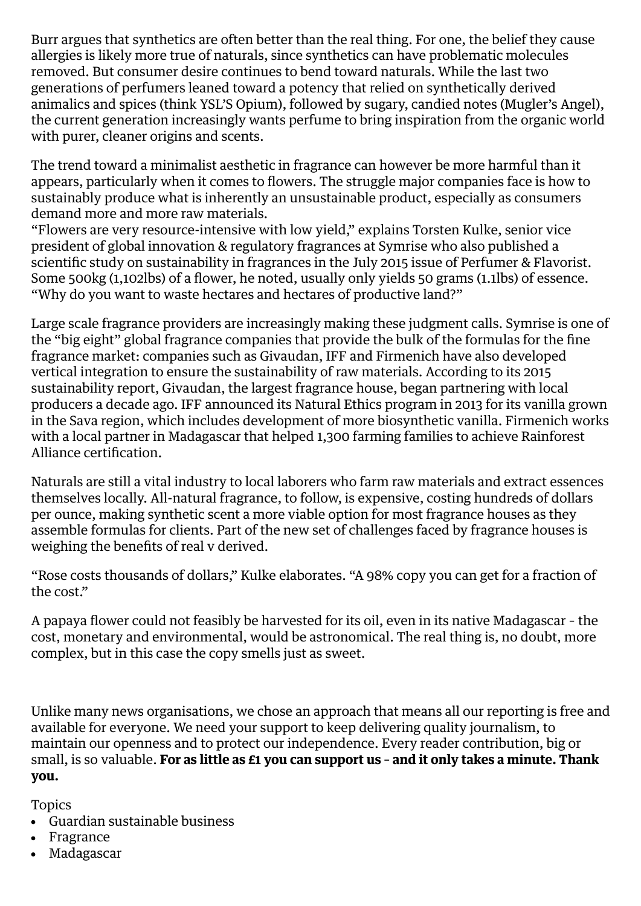Burr argues that synthetics are often better than the real thing. For one, the belief they cause allergies is likely more true of naturals, since synthetics can have problematic molecules removed. But consumer desire continues to bend toward naturals. While the last two generations of perfumers leaned toward a potency that relied on synthetically derived animalics and spices (think YSL'S Opium), followed by sugary, candied notes (Mugler's Angel), the current generation increasingly wants perfume to bring inspiration from the organic world with purer, cleaner origins and scents.

The trend toward a minimalist aesthetic in fragrance can however be more harmful than it appears, particularly when it comes to flowers. The struggle major companies face is how to sustainably produce what is inherently an unsustainable product, especially as consumers demand more and more raw materials.
"Flowers are very resource-intensive with low yield," explains Torsten Kulke, senior vice president of global innovation & regulatory fragrances at Symrise who also published a scientific study on sustainability in fragrances in the July 2015 issue of Perfumer & Flavorist. Some 500kg (1,102lbs) of a flower, he noted, usually only yields 50 grams (1.1lbs) of essence. "Why do you want to waste hectares and hectares of productive land?"

Large scale fragrance providers are increasingly making these judgment calls. Symrise is one of the "big eight" global fragrance companies that provide the bulk of the formulas for the fine fragrance market: companies such as Givaudan, IFF and Firmenich have also developed vertical integration to ensure the sustainability of raw materials. According to its 2015 sustainability report, Givaudan, the largest fragrance house, began partnering with local producers a decade ago. IFF announced its Natural Ethics program in 2013 for its vanilla grown in the Sava region, which includes development of more biosynthetic vanilla. Firmenich works with a local partner in Madagascar that helped 1,300 farming families to achieve Rainforest Alliance certification.

Naturals are still a vital industry to local laborers who farm raw materials and extract essences themselves locally. All-natural fragrance, to follow, is expensive, costing hundreds of dollars per ounce, making synthetic scent a more viable option for most fragrance houses as they assemble formulas for clients. Part of the new set of challenges faced by fragrance houses is weighing the benefits of real v derived.

"Rose costs thousands of dollars," Kulke elaborates. "A 98% copy you can get for a fraction of the cost."

A papaya flower could not feasibly be harvested for its oil, even in its native Madagascar – the cost, monetary and environmental, would be astronomical. The real thing is, no doubt, more complex, but in this case the copy smells just as sweet.

Unlike many news organisations, we chose an approach that means all our reporting is free and available for everyone. We need your support to keep delivering quality journalism, to maintain our openness and to protect our independence. Every reader contribution, big or small, is so valuable. **For as little as £1 you can support us – and it only takes a minute. Thank you.**

Topics

- Guardian sustainable business
- Fragrance
- Madagascar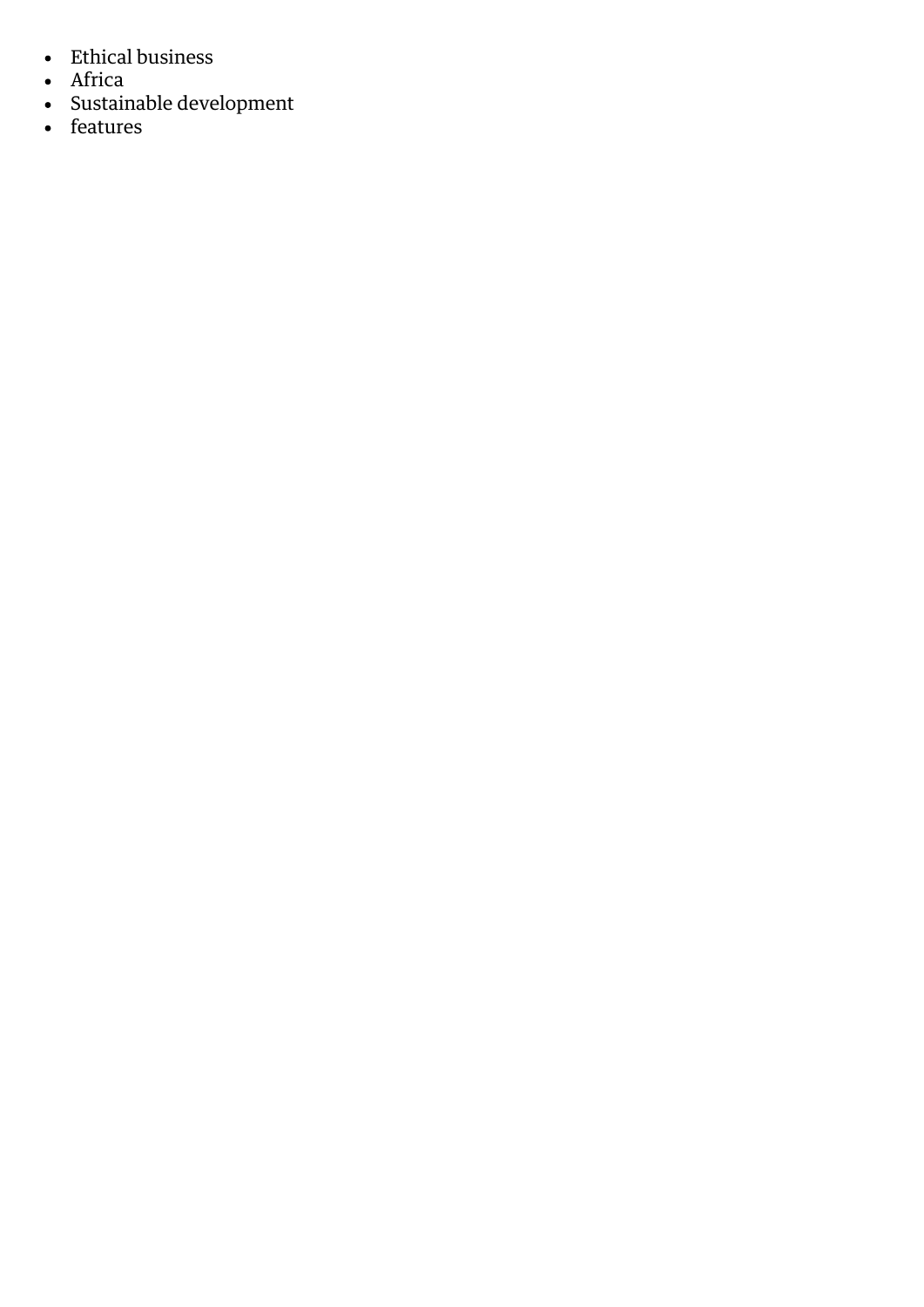- Ethical business
- Africa
- Sustainable development
- features